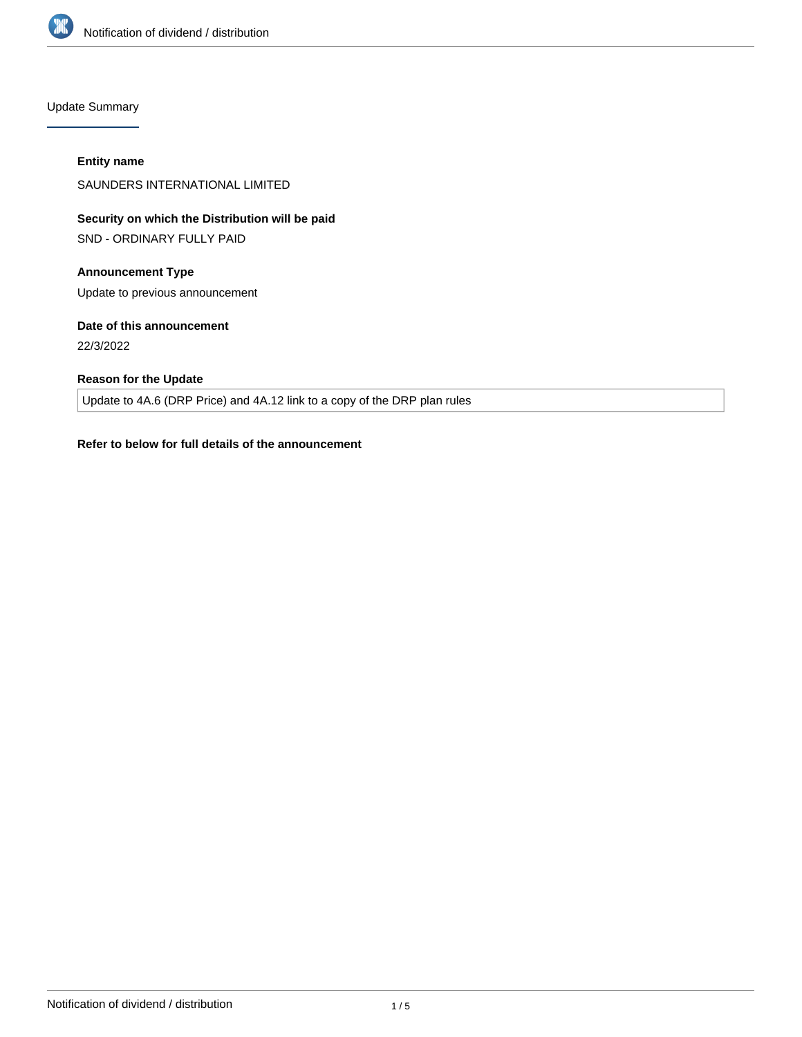## Update Summary

**Entity name**

SAUNDERS INTERNATIONAL LIMITED

**Security on which the Distribution will be paid**

SND - ORDINARY FULLY PAID

**Announcement Type**

Update to previous announcement

**Date of this announcement**

22/3/2022

**Reason for the Update**

Update to 4A.6 (DRP Price) and 4A.12 link to a copy of the DRP plan rules

**Refer to below for full details of the announcement**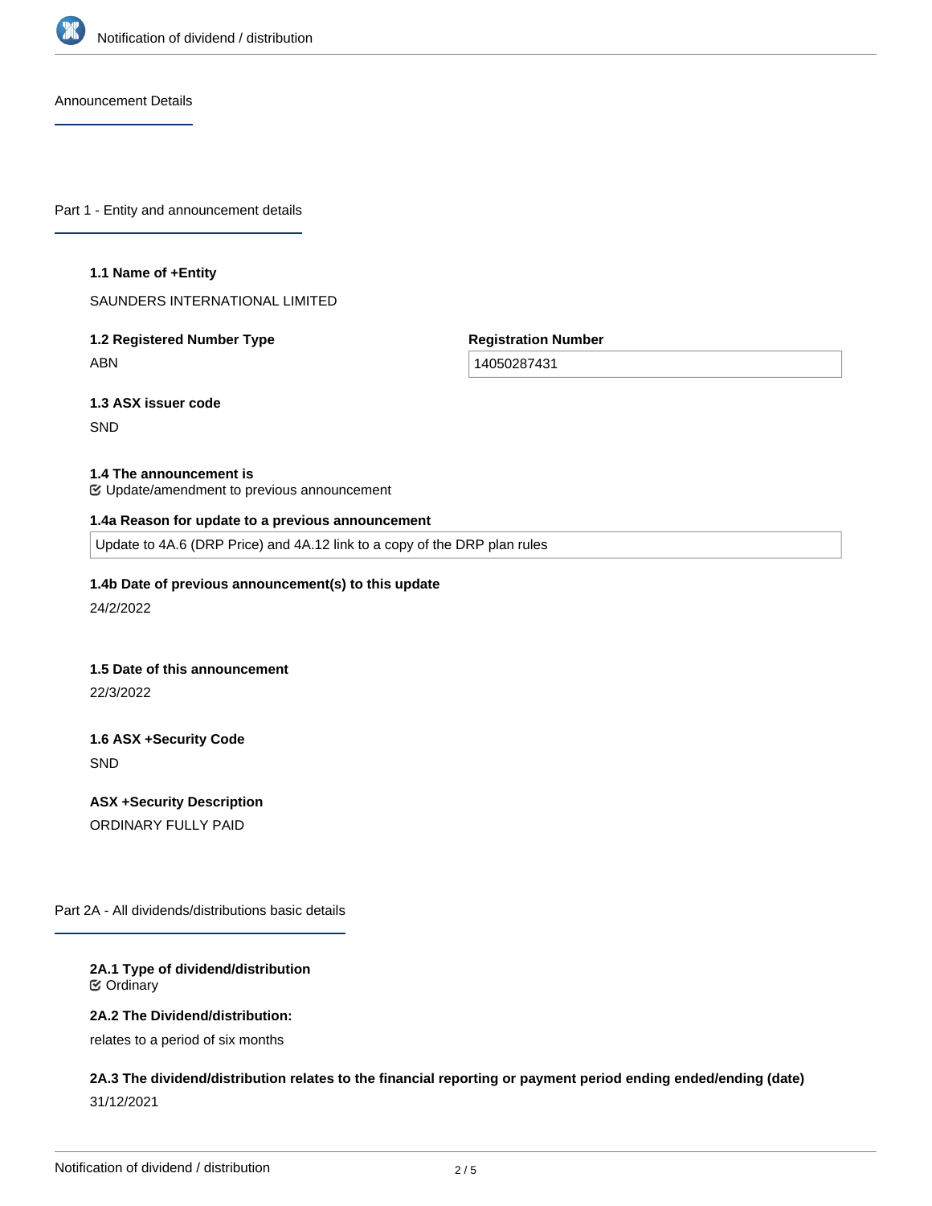## Announcement Details

### Part 1 - Entity and announcement details

**1.1 Name of +Entity**

SAUNDERS INTERNATIONAL LIMITED

**1.2 Registered Number Type**

ABN

**Registration Number**

14050287431

**1.3 ASX issuer code**

SND

**1.4 The announcement is**

Update/amendment to previous announcement

**1.4a Reason for update to a previous announcement**

Update to 4A.6 (DRP Price) and 4A.12 link to a copy of the DRP plan rules

**1.4b Date of previous announcement(s) to this update**

24/2/2022

**1.5 Date of this announcement**

22/3/2022

**1.6 ASX +Security Code**

SND

**ASX +Security Description**

ORDINARY FULLY PAID

### Part 2A - All dividends/distributions basic details

**2A.1 Type of dividend/distribution**

Ordinary

**2A.2 The Dividend/distribution:**

relates to a period of six months

**2A.3 The dividend/distribution relates to the financial reporting or payment period ending ended/ending (date)**

31/12/2021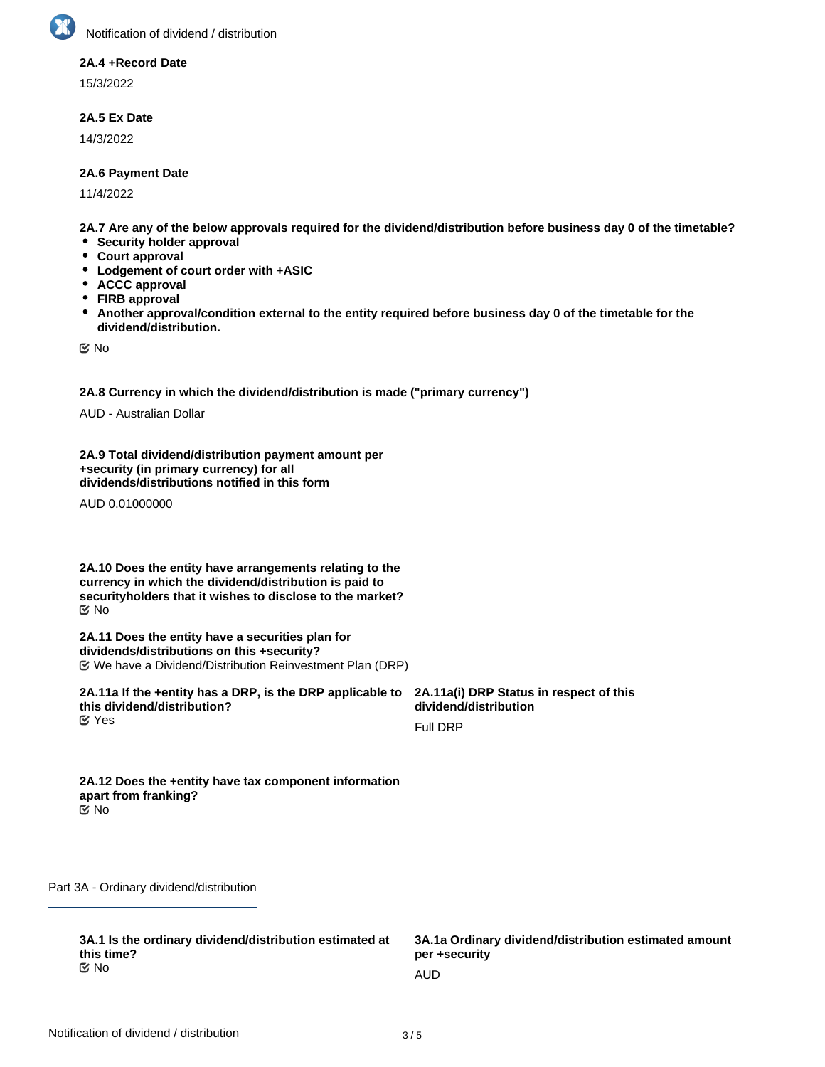**2A.4 +Record Date**

15/3/2022

**2A.5 Ex Date**

14/3/2022

**2A.6 Payment Date**

11/4/2022

**2A.7 Are any of the below approvals required for the dividend/distribution before business day 0 of the timetable?**

- **Security holder approval**
- **Court approval**
- **Lodgement of court order with +ASIC**
- **ACCC approval**
- **FIRB approval**
- **Another approval/condition external to the entity required before business day 0 of the timetable for the dividend/distribution.**

☑ No

**2A.8 Currency in which the dividend/distribution is made ("primary currency")**

AUD - Australian Dollar

**2A.9 Total dividend/distribution payment amount per +security (in primary currency) for all dividends/distributions notified in this form**

AUD 0.01000000

**2A.10 Does the entity have arrangements relating to the currency in which the dividend/distribution is paid to securityholders that it wishes to disclose to the market?**

☑ No

**2A.11 Does the entity have a securities plan for dividends/distributions on this +security?**

☑ We have a Dividend/Distribution Reinvestment Plan (DRP)

**2A.11a If the +entity has a DRP, is the DRP applicable to this dividend/distribution?**

☑ Yes

**2A.11a(i) DRP Status in respect of this dividend/distribution**

Full DRP

**2A.12 Does the +entity have tax component information apart from franking?**

☑ No

## Part 3A - Ordinary dividend/distribution

**3A.1 Is the ordinary dividend/distribution estimated at this time?**

☑ No

**3A.1a Ordinary dividend/distribution estimated amount per +security**

AUD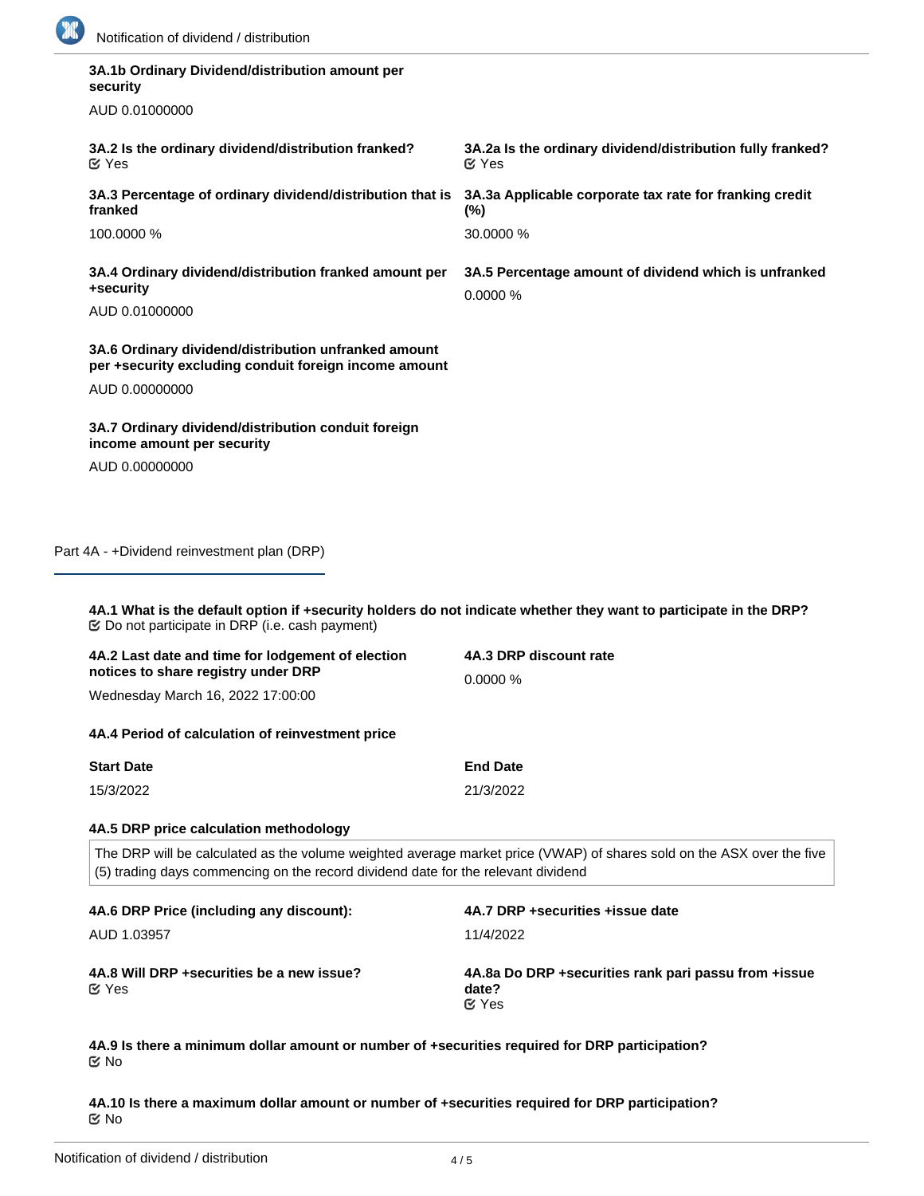**3A.1b Ordinary Dividend/distribution amount per security**

AUD 0.01000000

**3A.2 Is the ordinary dividend/distribution franked?**
☑ Yes

**3A.2a Is the ordinary dividend/distribution fully franked?**
☑ Yes

**3A.3 Percentage of ordinary dividend/distribution that is franked**

100.0000 %

**3A.3a Applicable corporate tax rate for franking credit (%)**

30.0000 %

**3A.4 Ordinary dividend/distribution franked amount per +security**

AUD 0.01000000

**3A.5 Percentage amount of dividend which is unfranked**

0.0000 %

**3A.6 Ordinary dividend/distribution unfranked amount per +security excluding conduit foreign income amount**

AUD 0.00000000

**3A.7 Ordinary dividend/distribution conduit foreign income amount per security**

AUD 0.00000000

## Part 4A - +Dividend reinvestment plan (DRP)

**4A.1 What is the default option if +security holders do not indicate whether they want to participate in the DRP?**
☑ Do not participate in DRP (i.e. cash payment)

**4A.2 Last date and time for lodgement of election notices to share registry under DRP**

Wednesday March 16, 2022 17:00:00

**4A.3 DRP discount rate**

0.0000 %

**4A.4 Period of calculation of reinvestment price**

| Start Date | End Date |
| --- | --- |
| 15/3/2022 | 21/3/2022 |

**4A.5 DRP price calculation methodology**

The DRP will be calculated as the volume weighted average market price (VWAP) of shares sold on the ASX over the five (5) trading days commencing on the record dividend date for the relevant dividend

**4A.6 DRP Price (including any discount):**

AUD 1.03957

**4A.7 DRP +securities +issue date**

11/4/2022

**4A.8 Will DRP +securities be a new issue?**
☑ Yes

**4A.8a Do DRP +securities rank pari passu from +issue date?**
☑ Yes

**4A.9 Is there a minimum dollar amount or number of +securities required for DRP participation?**
☑ No

**4A.10 Is there a maximum dollar amount or number of +securities required for DRP participation?**
☑ No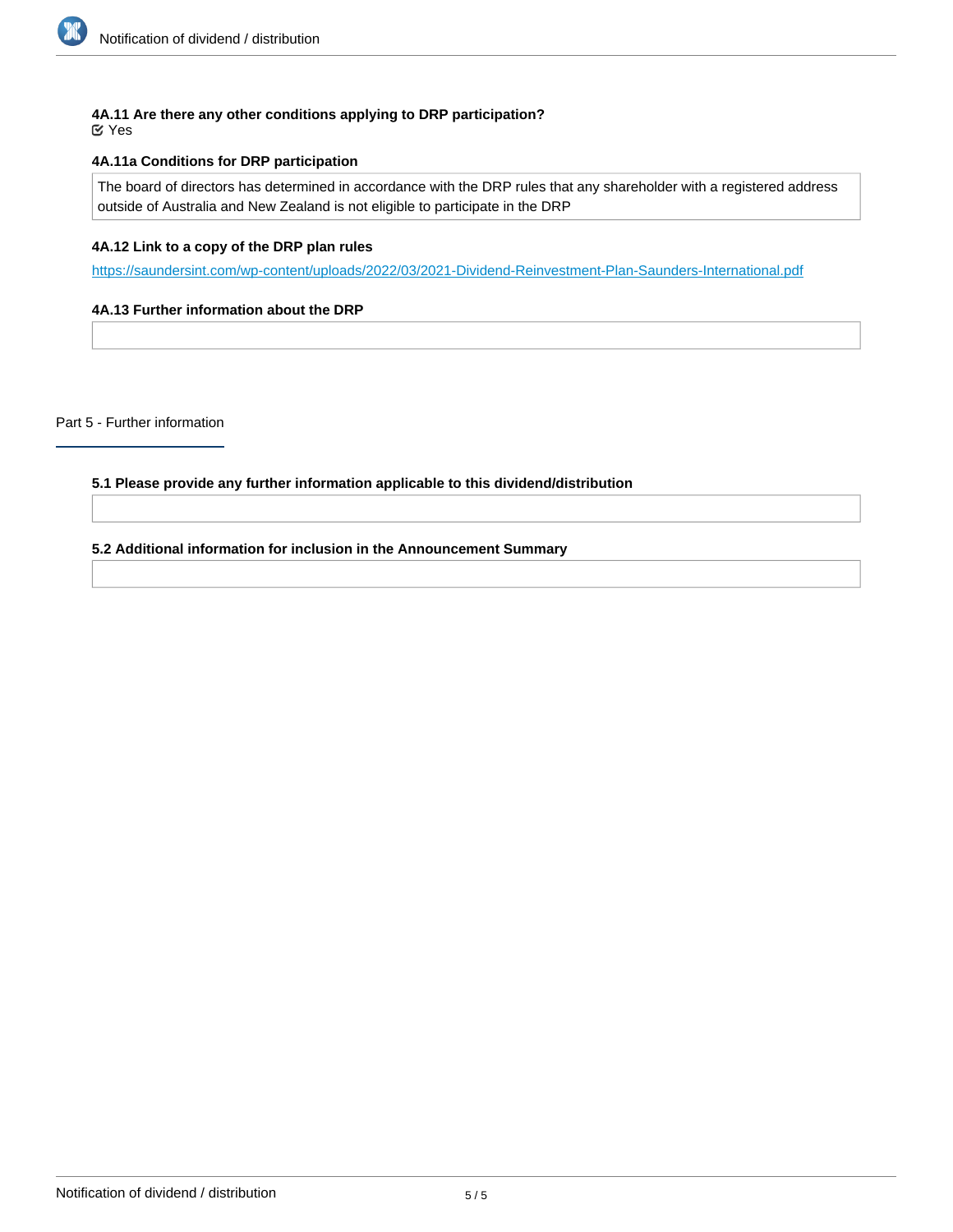**4A.11 Are there any other conditions applying to DRP participation?**

☑ Yes

**4A.11a Conditions for DRP participation**

The board of directors has determined in accordance with the DRP rules that any shareholder with a registered address outside of Australia and New Zealand is not eligible to participate in the DRP

**4A.12 Link to a copy of the DRP plan rules**

https://saundersint.com/wp-content/uploads/2022/03/2021-Dividend-Reinvestment-Plan-Saunders-International.pdf

**4A.13 Further information about the DRP**

## Part 5 - Further information

**5.1 Please provide any further information applicable to this dividend/distribution**

**5.2 Additional information for inclusion in the Announcement Summary**